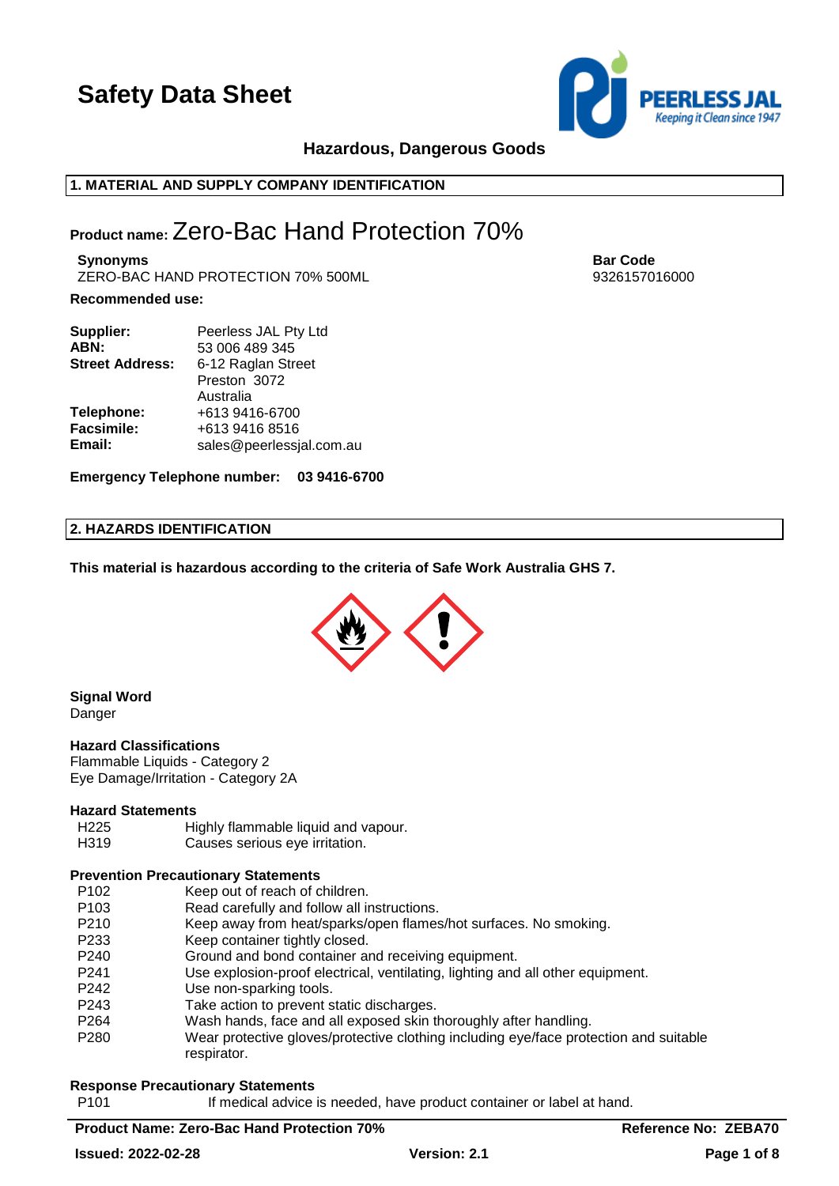# Safety Data Sheet

**Hazardous, Dangerous Goods**

## 1. MATERIAL AND SUPPLY COMPANY IDENTIFICATION

**Product name:** Zero-Bac Hand Protection 70%

**Synonyms**
ZERO-BAC HAND PROTECTION 70% 500ML

**Bar Code**
9326157016000

**Recommended use:**

| | |
|---|---|
| **Supplier:** | Peerless JAL Pty Ltd |
| **ABN:** | 53 006 489 345 |
| **Street Address:** | 6-12 Raglan Street<br>Preston 3072<br>Australia |
| **Telephone:** | +613 9416-6700 |
| **Facsimile:** | +613 9416 8516 |
| **Email:** | sales@peerlessjal.com.au |

**Emergency Telephone number: 03 9416-6700**

## 2. HAZARDS IDENTIFICATION

**This material is hazardous according to the criteria of Safe Work Australia GHS 7.**

**Signal Word**
Danger

**Hazard Classifications**
Flammable Liquids - Category 2
Eye Damage/Irritation - Category 2A

**Hazard Statements**

| | |
|---|---|
| H225 | Highly flammable liquid and vapour. |
| H319 | Causes serious eye irritation. |

**Prevention Precautionary Statements**

| | |
|---|---|
| P102 | Keep out of reach of children. |
| P103 | Read carefully and follow all instructions. |
| P210 | Keep away from heat/sparks/open flames/hot surfaces. No smoking. |
| P233 | Keep container tightly closed. |
| P240 | Ground and bond container and receiving equipment. |
| P241 | Use explosion-proof electrical, ventilating, lighting and all other equipment. |
| P242 | Use non-sparking tools. |
| P243 | Take action to prevent static discharges. |
| P264 | Wash hands, face and all exposed skin thoroughly after handling. |
| P280 | Wear protective gloves/protective clothing including eye/face protection and suitable respirator. |

**Response Precautionary Statements**

| | |
|---|---|
| P101 | If medical advice is needed, have product container or label at hand. |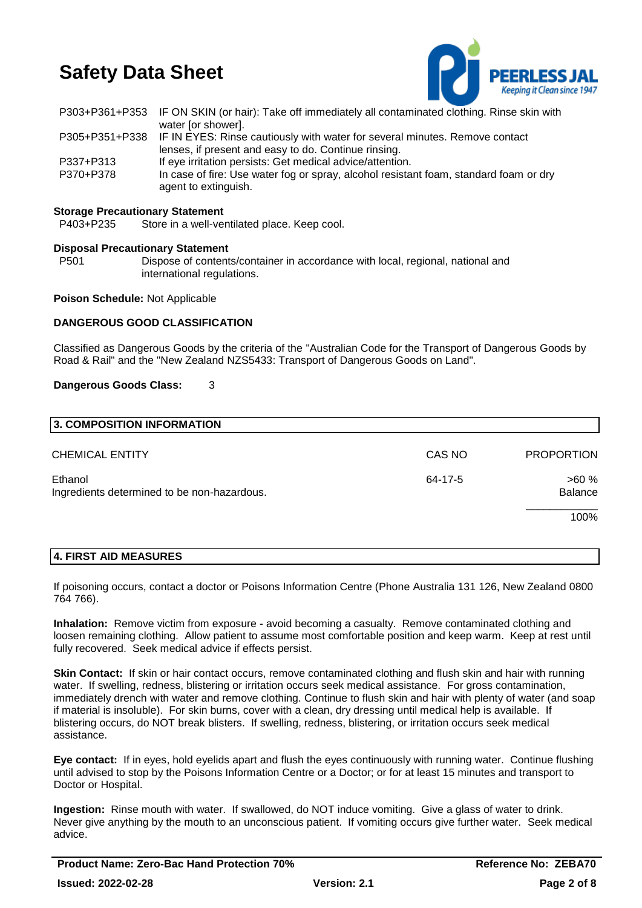| | |
|---|---|
| P303+P361+P353 | IF ON SKIN (or hair): Take off immediately all contaminated clothing. Rinse skin with water [or shower]. |
| P305+P351+P338 | IF IN EYES: Rinse cautiously with water for several minutes. Remove contact lenses, if present and easy to do. Continue rinsing. |
| P337+P313 | If eye irritation persists: Get medical advice/attention. |
| P370+P378 | In case of fire: Use water fog or spray, alcohol resistant foam, standard foam or dry agent to extinguish. |

**Storage Precautionary Statement**

| | |
|---|---|
| P403+P235 | Store in a well-ventilated place. Keep cool. |

**Disposal Precautionary Statement**

| | |
|---|---|
| P501 | Dispose of contents/container in accordance with local, regional, national and international regulations. |

**Poison Schedule:** Not Applicable

**DANGEROUS GOOD CLASSIFICATION**

Classified as Dangerous Goods by the criteria of the "Australian Code for the Transport of Dangerous Goods by Road & Rail" and the "New Zealand NZS5433: Transport of Dangerous Goods on Land".

**Dangerous Goods Class:** 3

## 3. COMPOSITION INFORMATION

| CHEMICAL ENTITY | CAS NO | PROPORTION |
|---|---|---|
| Ethanol | 64-17-5 | >60 % |
| Ingredients determined to be non-hazardous. | | Balance |
| | | 100% |

## 4. FIRST AID MEASURES

If poisoning occurs, contact a doctor or Poisons Information Centre (Phone Australia 131 126, New Zealand 0800 764 766).

**Inhalation:** Remove victim from exposure - avoid becoming a casualty. Remove contaminated clothing and loosen remaining clothing. Allow patient to assume most comfortable position and keep warm. Keep at rest until fully recovered. Seek medical advice if effects persist.

**Skin Contact:** If skin or hair contact occurs, remove contaminated clothing and flush skin and hair with running water. If swelling, redness, blistering or irritation occurs seek medical assistance. For gross contamination, immediately drench with water and remove clothing. Continue to flush skin and hair with plenty of water (and soap if material is insoluble). For skin burns, cover with a clean, dry dressing until medical help is available. If blistering occurs, do NOT break blisters. If swelling, redness, blistering, or irritation occurs seek medical assistance.

**Eye contact:** If in eyes, hold eyelids apart and flush the eyes continuously with running water. Continue flushing until advised to stop by the Poisons Information Centre or a Doctor; or for at least 15 minutes and transport to Doctor or Hospital.

**Ingestion:** Rinse mouth with water. If swallowed, do NOT induce vomiting. Give a glass of water to drink. Never give anything by the mouth to an unconscious patient. If vomiting occurs give further water. Seek medical advice.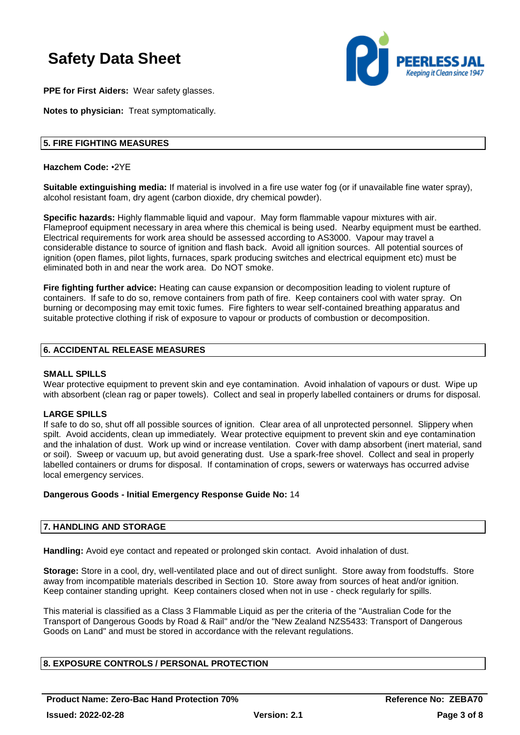**PPE for First Aiders:** Wear safety glasses.

**Notes to physician:** Treat symptomatically.

## 5. FIRE FIGHTING MEASURES

**Hazchem Code:** •2YE

**Suitable extinguishing media:** If material is involved in a fire use water fog (or if unavailable fine water spray), alcohol resistant foam, dry agent (carbon dioxide, dry chemical powder).

**Specific hazards:** Highly flammable liquid and vapour. May form flammable vapour mixtures with air. Flameproof equipment necessary in area where this chemical is being used. Nearby equipment must be earthed. Electrical requirements for work area should be assessed according to AS3000. Vapour may travel a considerable distance to source of ignition and flash back. Avoid all ignition sources. All potential sources of ignition (open flames, pilot lights, furnaces, spark producing switches and electrical equipment etc) must be eliminated both in and near the work area. Do NOT smoke.

**Fire fighting further advice:** Heating can cause expansion or decomposition leading to violent rupture of containers. If safe to do so, remove containers from path of fire. Keep containers cool with water spray. On burning or decomposing may emit toxic fumes. Fire fighters to wear self-contained breathing apparatus and suitable protective clothing if risk of exposure to vapour or products of combustion or decomposition.

## 6. ACCIDENTAL RELEASE MEASURES

**SMALL SPILLS**
Wear protective equipment to prevent skin and eye contamination. Avoid inhalation of vapours or dust. Wipe up with absorbent (clean rag or paper towels). Collect and seal in properly labelled containers or drums for disposal.

**LARGE SPILLS**
If safe to do so, shut off all possible sources of ignition. Clear area of all unprotected personnel. Slippery when spilt. Avoid accidents, clean up immediately. Wear protective equipment to prevent skin and eye contamination and the inhalation of dust. Work up wind or increase ventilation. Cover with damp absorbent (inert material, sand or soil). Sweep or vacuum up, but avoid generating dust. Use a spark-free shovel. Collect and seal in properly labelled containers or drums for disposal. If contamination of crops, sewers or waterways has occurred advise local emergency services.

**Dangerous Goods - Initial Emergency Response Guide No:** 14

## 7. HANDLING AND STORAGE

**Handling:** Avoid eye contact and repeated or prolonged skin contact. Avoid inhalation of dust.

**Storage:** Store in a cool, dry, well-ventilated place and out of direct sunlight. Store away from foodstuffs. Store away from incompatible materials described in Section 10. Store away from sources of heat and/or ignition. Keep container standing upright. Keep containers closed when not in use - check regularly for spills.

This material is classified as a Class 3 Flammable Liquid as per the criteria of the "Australian Code for the Transport of Dangerous Goods by Road & Rail" and/or the "New Zealand NZS5433: Transport of Dangerous Goods on Land" and must be stored in accordance with the relevant regulations.

## 8. EXPOSURE CONTROLS / PERSONAL PROTECTION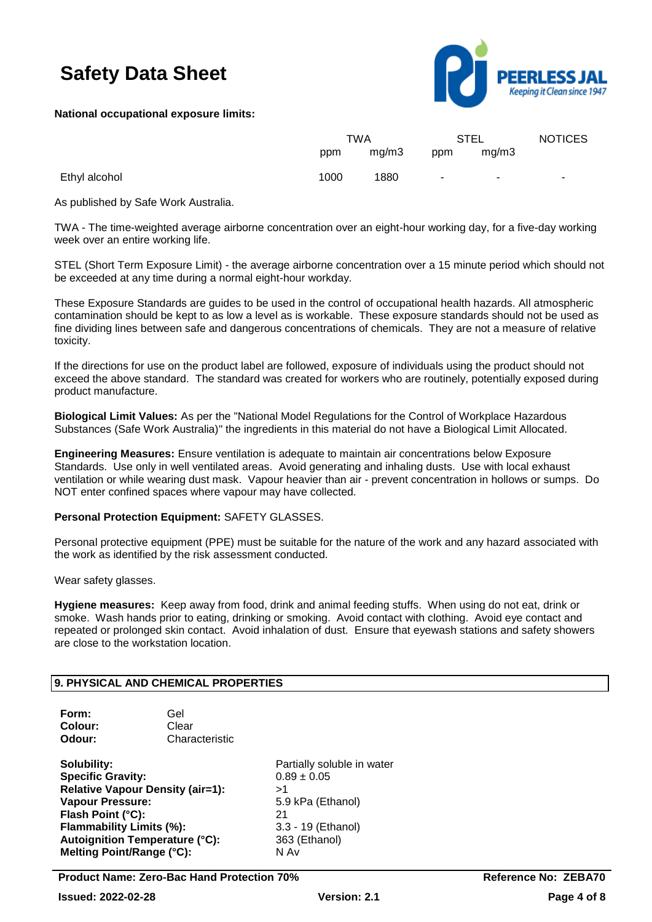**National occupational exposure limits:**

| | TWA | | STEL | | NOTICES |
|---|---|---|---|---|---|
| | ppm | mg/m3 | ppm | mg/m3 | |
| Ethyl alcohol | 1000 | 1880 | - | - | - |

As published by Safe Work Australia.

TWA - The time-weighted average airborne concentration over an eight-hour working day, for a five-day working week over an entire working life.

STEL (Short Term Exposure Limit) - the average airborne concentration over a 15 minute period which should not be exceeded at any time during a normal eight-hour workday.

These Exposure Standards are guides to be used in the control of occupational health hazards. All atmospheric contamination should be kept to as low a level as is workable. These exposure standards should not be used as fine dividing lines between safe and dangerous concentrations of chemicals. They are not a measure of relative toxicity.

If the directions for use on the product label are followed, exposure of individuals using the product should not exceed the above standard. The standard was created for workers who are routinely, potentially exposed during product manufacture.

**Biological Limit Values:** As per the "National Model Regulations for the Control of Workplace Hazardous Substances (Safe Work Australia)" the ingredients in this material do not have a Biological Limit Allocated.

**Engineering Measures:** Ensure ventilation is adequate to maintain air concentrations below Exposure Standards. Use only in well ventilated areas. Avoid generating and inhaling dusts. Use with local exhaust ventilation or while wearing dust mask. Vapour heavier than air - prevent concentration in hollows or sumps. Do NOT enter confined spaces where vapour may have collected.

**Personal Protection Equipment:** SAFETY GLASSES.

Personal protective equipment (PPE) must be suitable for the nature of the work and any hazard associated with the work as identified by the risk assessment conducted.

Wear safety glasses.

**Hygiene measures:** Keep away from food, drink and animal feeding stuffs. When using do not eat, drink or smoke. Wash hands prior to eating, drinking or smoking. Avoid contact with clothing. Avoid eye contact and repeated or prolonged skin contact. Avoid inhalation of dust. Ensure that eyewash stations and safety showers are close to the workstation location.

## 9. PHYSICAL AND CHEMICAL PROPERTIES

**Form:** Gel
**Colour:** Clear
**Odour:** Characteristic

**Solubility:** Partially soluble in water
**Specific Gravity:** 0.89 ± 0.05
**Relative Vapour Density (air=1):** >1
**Vapour Pressure:** 5.9 kPa (Ethanol)
**Flash Point (°C):** 21
**Flammability Limits (%):** 3.3 - 19 (Ethanol)
**Autoignition Temperature (°C):** 363 (Ethanol)
**Melting Point/Range (°C):** N Av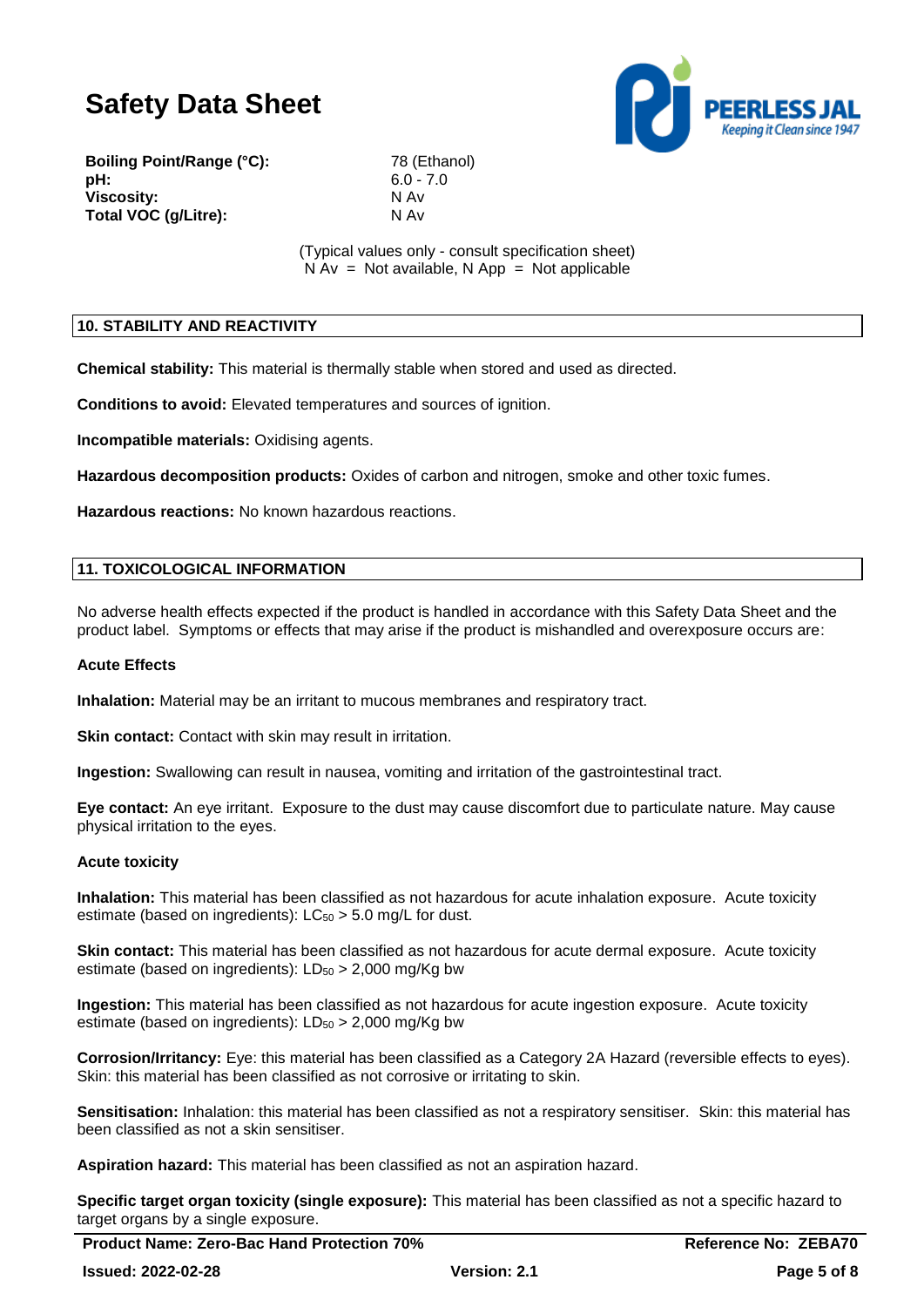| | |
|---|---|
| **Boiling Point/Range (°C):** | 78 (Ethanol) |
| **pH:** | 6.0 - 7.0 |
| **Viscosity:** | N Av |
| **Total VOC (g/Litre):** | N Av |

(Typical values only - consult specification sheet)
N Av = Not available, N App = Not applicable

## 10. STABILITY AND REACTIVITY

**Chemical stability:** This material is thermally stable when stored and used as directed.

**Conditions to avoid:** Elevated temperatures and sources of ignition.

**Incompatible materials:** Oxidising agents.

**Hazardous decomposition products:** Oxides of carbon and nitrogen, smoke and other toxic fumes.

**Hazardous reactions:** No known hazardous reactions.

## 11. TOXICOLOGICAL INFORMATION

No adverse health effects expected if the product is handled in accordance with this Safety Data Sheet and the product label. Symptoms or effects that may arise if the product is mishandled and overexposure occurs are:

**Acute Effects**

**Inhalation:** Material may be an irritant to mucous membranes and respiratory tract.

**Skin contact:** Contact with skin may result in irritation.

**Ingestion:** Swallowing can result in nausea, vomiting and irritation of the gastrointestinal tract.

**Eye contact:** An eye irritant. Exposure to the dust may cause discomfort due to particulate nature. May cause physical irritation to the eyes.

**Acute toxicity**

**Inhalation:** This material has been classified as not hazardous for acute inhalation exposure. Acute toxicity estimate (based on ingredients): $LC_{50}$ > 5.0 mg/L for dust.

**Skin contact:** This material has been classified as not hazardous for acute dermal exposure. Acute toxicity estimate (based on ingredients): $LD_{50}$ > 2,000 mg/Kg bw

**Ingestion:** This material has been classified as not hazardous for acute ingestion exposure. Acute toxicity estimate (based on ingredients): $LD_{50}$ > 2,000 mg/Kg bw

**Corrosion/Irritancy:** Eye: this material has been classified as a Category 2A Hazard (reversible effects to eyes). Skin: this material has been classified as not corrosive or irritating to skin.

**Sensitisation:** Inhalation: this material has been classified as not a respiratory sensitiser. Skin: this material has been classified as not a skin sensitiser.

**Aspiration hazard:** This material has been classified as not an aspiration hazard.

**Specific target organ toxicity (single exposure):** This material has been classified as not a specific hazard to target organs by a single exposure.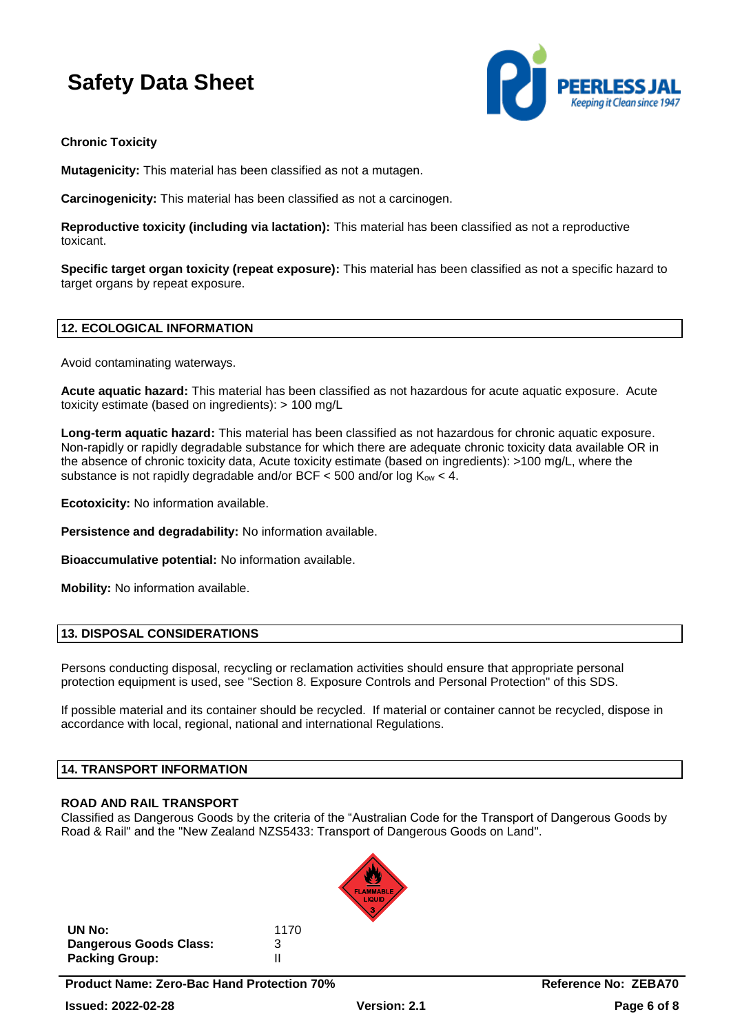**Chronic Toxicity**

**Mutagenicity:** This material has been classified as not a mutagen.

**Carcinogenicity:** This material has been classified as not a carcinogen.

**Reproductive toxicity (including via lactation):** This material has been classified as not a reproductive toxicant.

**Specific target organ toxicity (repeat exposure):** This material has been classified as not a specific hazard to target organs by repeat exposure.

## 12. ECOLOGICAL INFORMATION

Avoid contaminating waterways.

**Acute aquatic hazard:** This material has been classified as not hazardous for acute aquatic exposure. Acute toxicity estimate (based on ingredients): > 100 mg/L

**Long-term aquatic hazard:** This material has been classified as not hazardous for chronic aquatic exposure. Non-rapidly or rapidly degradable substance for which there are adequate chronic toxicity data available OR in the absence of chronic toxicity data, Acute toxicity estimate (based on ingredients): >100 mg/L, where the substance is not rapidly degradable and/or BCF < 500 and/or log $K_{ow}$ < 4.

**Ecotoxicity:** No information available.

**Persistence and degradability:** No information available.

**Bioaccumulative potential:** No information available.

**Mobility:** No information available.

## 13. DISPOSAL CONSIDERATIONS

Persons conducting disposal, recycling or reclamation activities should ensure that appropriate personal protection equipment is used, see "Section 8. Exposure Controls and Personal Protection" of this SDS.

If possible material and its container should be recycled. If material or container cannot be recycled, dispose in accordance with local, regional, national and international Regulations.

## 14. TRANSPORT INFORMATION

**ROAD AND RAIL TRANSPORT**

Classified as Dangerous Goods by the criteria of the "Australian Code for the Transport of Dangerous Goods by Road & Rail" and the "New Zealand NZS5433: Transport of Dangerous Goods on Land".

FLAMMABLE LIQUID 3

| | |
|---|---|
| **UN No:** | 1170 |
| **Dangerous Goods Class:** | 3 |
| **Packing Group:** | II |

**Product Name: Zero-Bac Hand Protection 70%** **Reference No: ZEBA70**

**Issued: 2022-02-28** **Version: 2.1**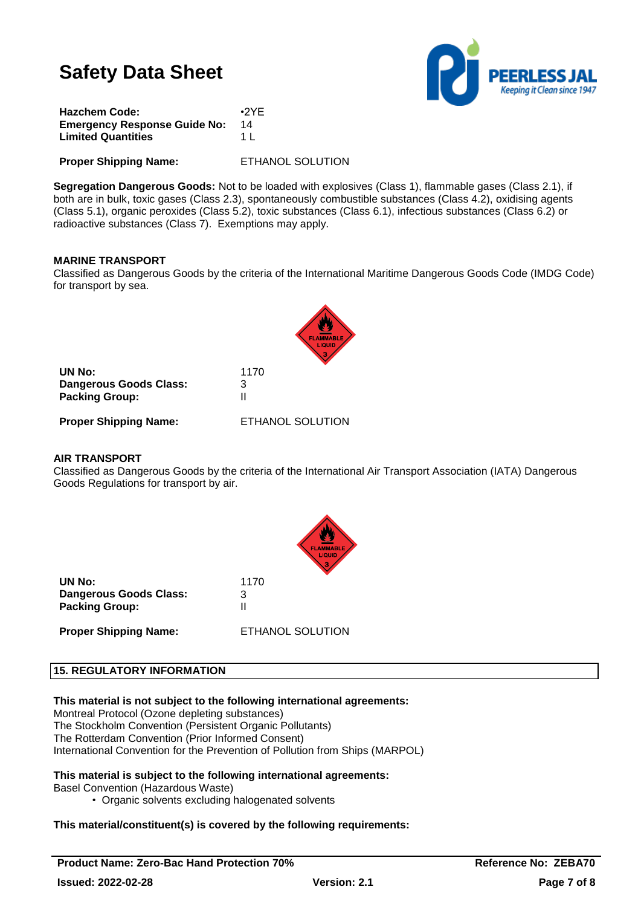# Safety Data Sheet

| | |
|---|---|
| **Hazchem Code:** | •2YE |
| **Emergency Response Guide No:** | 14 |
| **Limited Quantities** | 1 L |

**Proper Shipping Name:** ETHANOL SOLUTION

**Segregation Dangerous Goods:** Not to be loaded with explosives (Class 1), flammable gases (Class 2.1), if both are in bulk, toxic gases (Class 2.3), spontaneously combustible substances (Class 4.2), oxidising agents (Class 5.1), organic peroxides (Class 5.2), toxic substances (Class 6.1), infectious substances (Class 6.2) or radioactive substances (Class 7). Exemptions may apply.

### MARINE TRANSPORT

Classified as Dangerous Goods by the criteria of the International Maritime Dangerous Goods Code (IMDG Code) for transport by sea.

| | |
|---|---|
| **UN No:** | 1170 |
| **Dangerous Goods Class:** | 3 |
| **Packing Group:** | II |

**Proper Shipping Name:** ETHANOL SOLUTION

### AIR TRANSPORT

Classified as Dangerous Goods by the criteria of the International Air Transport Association (IATA) Dangerous Goods Regulations for transport by air.

| | |
|---|---|
| **UN No:** | 1170 |
| **Dangerous Goods Class:** | 3 |
| **Packing Group:** | II |

**Proper Shipping Name:** ETHANOL SOLUTION

## 15. REGULATORY INFORMATION

**This material is not subject to the following international agreements:**

Montreal Protocol (Ozone depleting substances)
The Stockholm Convention (Persistent Organic Pollutants)
The Rotterdam Convention (Prior Informed Consent)
International Convention for the Prevention of Pollution from Ships (MARPOL)

**This material is subject to the following international agreements:**

Basel Convention (Hazardous Waste)

- Organic solvents excluding halogenated solvents

**This material/constituent(s) is covered by the following requirements:**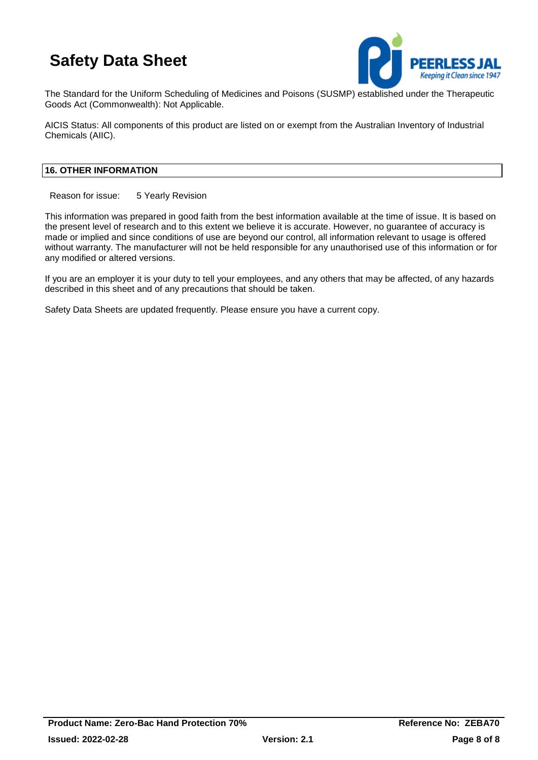The Standard for the Uniform Scheduling of Medicines and Poisons (SUSMP) established under the Therapeutic Goods Act (Commonwealth): Not Applicable.

AICIS Status: All components of this product are listed on or exempt from the Australian Inventory of Industrial Chemicals (AIIC).

## 16. OTHER INFORMATION

Reason for issue: 5 Yearly Revision

This information was prepared in good faith from the best information available at the time of issue. It is based on the present level of research and to this extent we believe it is accurate. However, no guarantee of accuracy is made or implied and since conditions of use are beyond our control, all information relevant to usage is offered without warranty. The manufacturer will not be held responsible for any unauthorised use of this information or for any modified or altered versions.

If you are an employer it is your duty to tell your employees, and any others that may be affected, of any hazards described in this sheet and of any precautions that should be taken.

Safety Data Sheets are updated frequently. Please ensure you have a current copy.